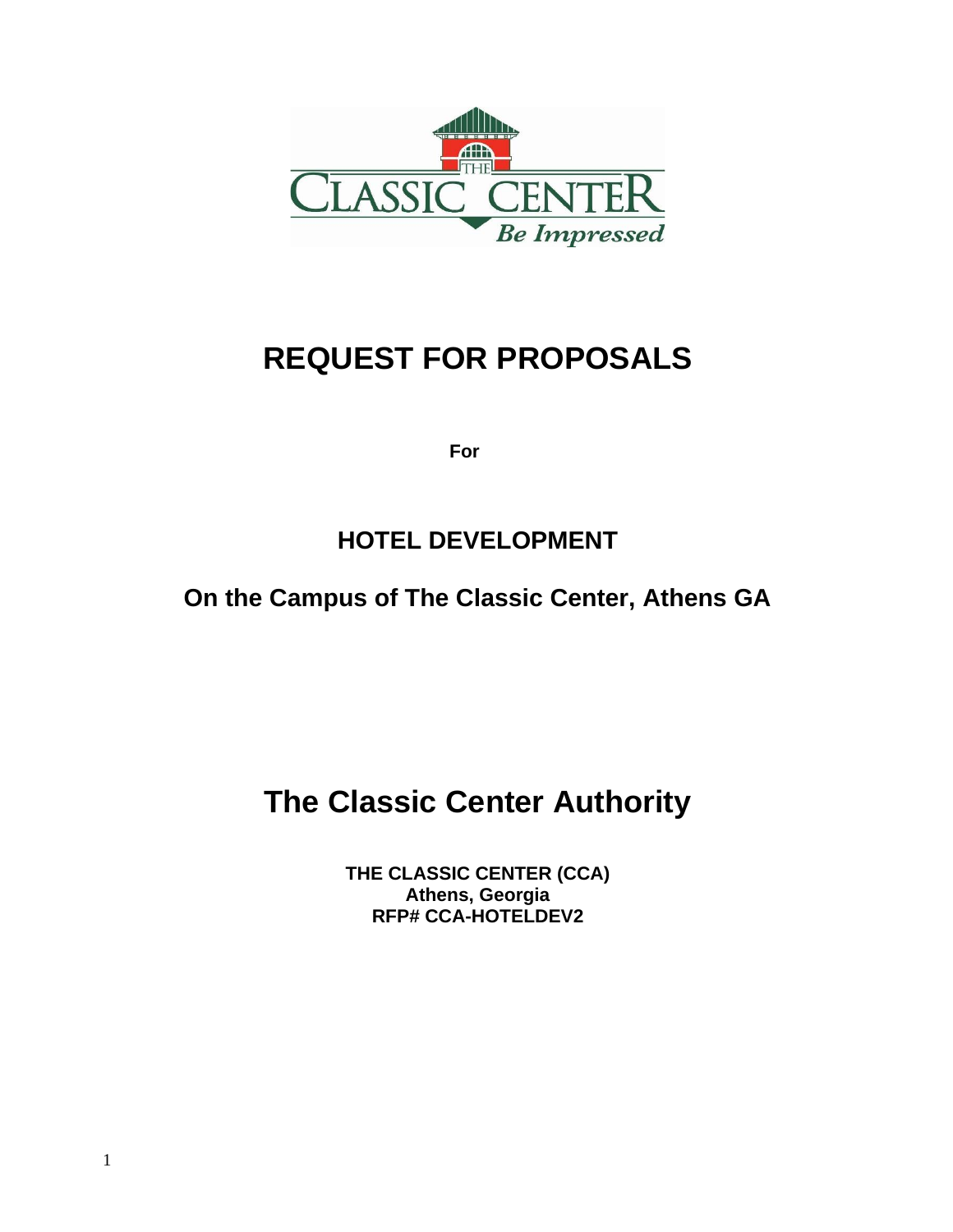# REQUEST FOR PROPOSALS

**For**

## HOTEL DEVELOPMENT

## On the Campus of The Classic Center, Athens GA

# The Classic Center Authority

**THE CLASSIC CENTER (CCA)**
**Athens, Georgia**
**RFP# CCA-HOTELDEV2**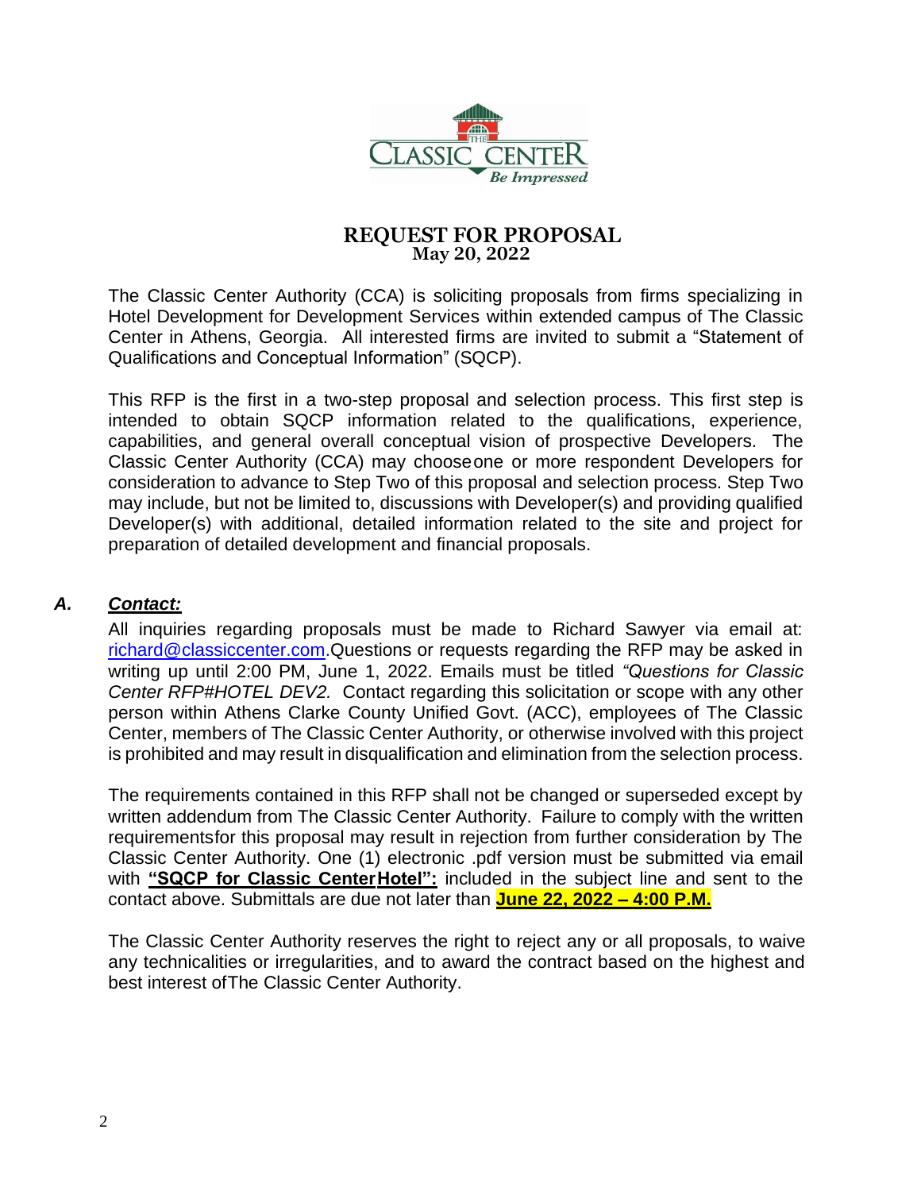# REQUEST FOR PROPOSAL

**May 20, 2022**

The Classic Center Authority (CCA) is soliciting proposals from firms specializing in Hotel Development for Development Services within extended campus of The Classic Center in Athens, Georgia. All interested firms are invited to submit a "Statement of Qualifications and Conceptual Information" (SQCP).

This RFP is the first in a two-step proposal and selection process. This first step is intended to obtain SQCP information related to the qualifications, experience, capabilities, and general overall conceptual vision of prospective Developers. The Classic Center Authority (CCA) may chooseone or more respondent Developers for consideration to advance to Step Two of this proposal and selection process. Step Two may include, but not be limited to, discussions with Developer(s) and providing qualified Developer(s) with additional, detailed information related to the site and project for preparation of detailed development and financial proposals.

## *A. Contact:*

All inquiries regarding proposals must be made to Richard Sawyer via email at: richard@classiccenter.com.Questions or requests regarding the RFP may be asked in writing up until 2:00 PM, June 1, 2022. Emails must be titled *"Questions for Classic Center RFP#HOTEL DEV2.* Contact regarding this solicitation or scope with any other person within Athens Clarke County Unified Govt. (ACC), employees of The Classic Center, members of The Classic Center Authority, or otherwise involved with this project is prohibited and may result in disqualification and elimination from the selection process.

The requirements contained in this RFP shall not be changed or superseded except by written addendum from The Classic Center Authority. Failure to comply with the written requirementsfor this proposal may result in rejection from further consideration by The Classic Center Authority. One (1) electronic .pdf version must be submitted via email with **"SQCP for Classic CenterHotel":** included in the subject line and sent to the contact above. Submittals are due not later than **June 22, 2022 – 4:00 P.M.**

The Classic Center Authority reserves the right to reject any or all proposals, to waive any technicalities or irregularities, and to award the contract based on the highest and best interest ofThe Classic Center Authority.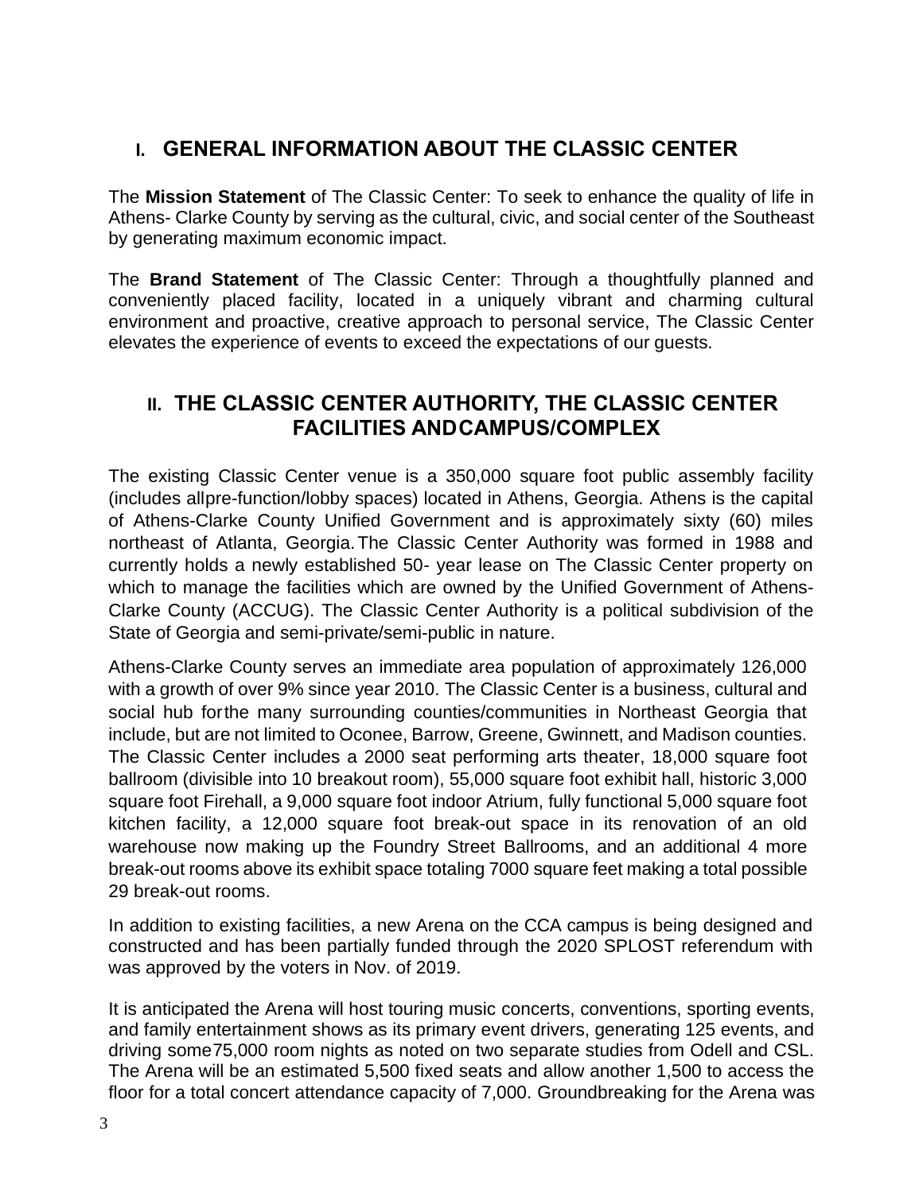## I. GENERAL INFORMATION ABOUT THE CLASSIC CENTER

The **Mission Statement** of The Classic Center: To seek to enhance the quality of life in Athens- Clarke County by serving as the cultural, civic, and social center of the Southeast by generating maximum economic impact.

The **Brand Statement** of The Classic Center: Through a thoughtfully planned and conveniently placed facility, located in a uniquely vibrant and charming cultural environment and proactive, creative approach to personal service, The Classic Center elevates the experience of events to exceed the expectations of our guests.

## II. THE CLASSIC CENTER AUTHORITY, THE CLASSIC CENTER FACILITIES ANDCAMPUS/COMPLEX

The existing Classic Center venue is a 350,000 square foot public assembly facility (includes allpre-function/lobby spaces) located in Athens, Georgia. Athens is the capital of Athens-Clarke County Unified Government and is approximately sixty (60) miles northeast of Atlanta, Georgia. The Classic Center Authority was formed in 1988 and currently holds a newly established 50- year lease on The Classic Center property on which to manage the facilities which are owned by the Unified Government of Athens-Clarke County (ACCUG). The Classic Center Authority is a political subdivision of the State of Georgia and semi-private/semi-public in nature.

Athens-Clarke County serves an immediate area population of approximately 126,000 with a growth of over 9% since year 2010. The Classic Center is a business, cultural and social hub forthe many surrounding counties/communities in Northeast Georgia that include, but are not limited to Oconee, Barrow, Greene, Gwinnett, and Madison counties. The Classic Center includes a 2000 seat performing arts theater, 18,000 square foot ballroom (divisible into 10 breakout room), 55,000 square foot exhibit hall, historic 3,000 square foot Firehall, a 9,000 square foot indoor Atrium, fully functional 5,000 square foot kitchen facility, a 12,000 square foot break-out space in its renovation of an old warehouse now making up the Foundry Street Ballrooms, and an additional 4 more break-out rooms above its exhibit space totaling 7000 square feet making a total possible 29 break-out rooms.

In addition to existing facilities, a new Arena on the CCA campus is being designed and constructed and has been partially funded through the 2020 SPLOST referendum with was approved by the voters in Nov. of 2019.

It is anticipated the Arena will host touring music concerts, conventions, sporting events, and family entertainment shows as its primary event drivers, generating 125 events, and driving some75,000 room nights as noted on two separate studies from Odell and CSL. The Arena will be an estimated 5,500 fixed seats and allow another 1,500 to access the floor for a total concert attendance capacity of 7,000. Groundbreaking for the Arena was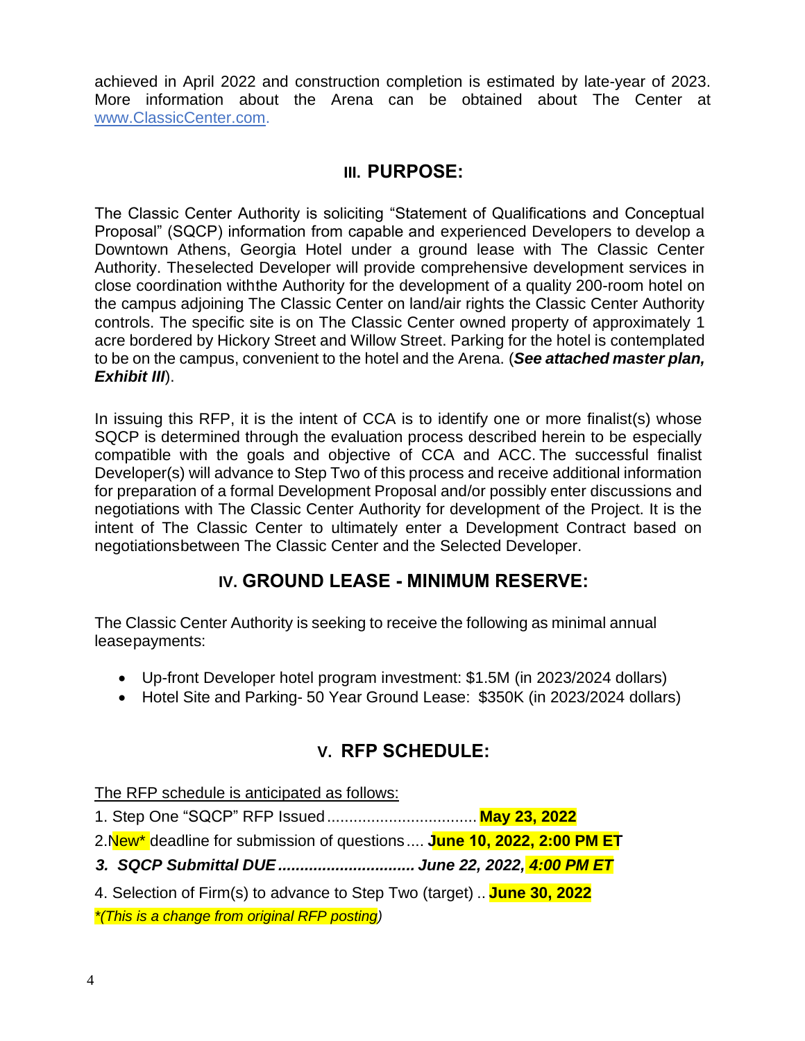achieved in April 2022 and construction completion is estimated by late-year of 2023. More information about the Arena can be obtained about The Center at www.ClassicCenter.com.

## III. PURPOSE:

The Classic Center Authority is soliciting "Statement of Qualifications and Conceptual Proposal" (SQCP) information from capable and experienced Developers to develop a Downtown Athens, Georgia Hotel under a ground lease with The Classic Center Authority. Theselected Developer will provide comprehensive development services in close coordination withthe Authority for the development of a quality 200-room hotel on the campus adjoining The Classic Center on land/air rights the Classic Center Authority controls. The specific site is on The Classic Center owned property of approximately 1 acre bordered by Hickory Street and Willow Street. Parking for the hotel is contemplated to be on the campus, convenient to the hotel and the Arena. (***See attached master plan, Exhibit III***).

In issuing this RFP, it is the intent of CCA is to identify one or more finalist(s) whose SQCP is determined through the evaluation process described herein to be especially compatible with the goals and objective of CCA and ACC. The successful finalist Developer(s) will advance to Step Two of this process and receive additional information for preparation of a formal Development Proposal and/or possibly enter discussions and negotiations with The Classic Center Authority for development of the Project. It is the intent of The Classic Center to ultimately enter a Development Contract based on negotiationsbetween The Classic Center and the Selected Developer.

## IV. GROUND LEASE - MINIMUM RESERVE:

The Classic Center Authority is seeking to receive the following as minimal annual leasepayments:

- Up-front Developer hotel program investment: $1.5M (in 2023/2024 dollars)
- Hotel Site and Parking- 50 Year Ground Lease: $350K (in 2023/2024 dollars)

## V. RFP SCHEDULE:

The RFP schedule is anticipated as follows:

1. Step One "SQCP" RFP Issued ................................. **May 23, 2022**
2. New* deadline for submission of questions .... **June 10, 2022, 2:00 PM ET**
3. ***SQCP Submittal DUE ............................... June 22, 2022, 4:00 PM ET***
4. Selection of Firm(s) to advance to Step Two (target) .. **June 30, 2022**

*\*(This is a change from original RFP posting)*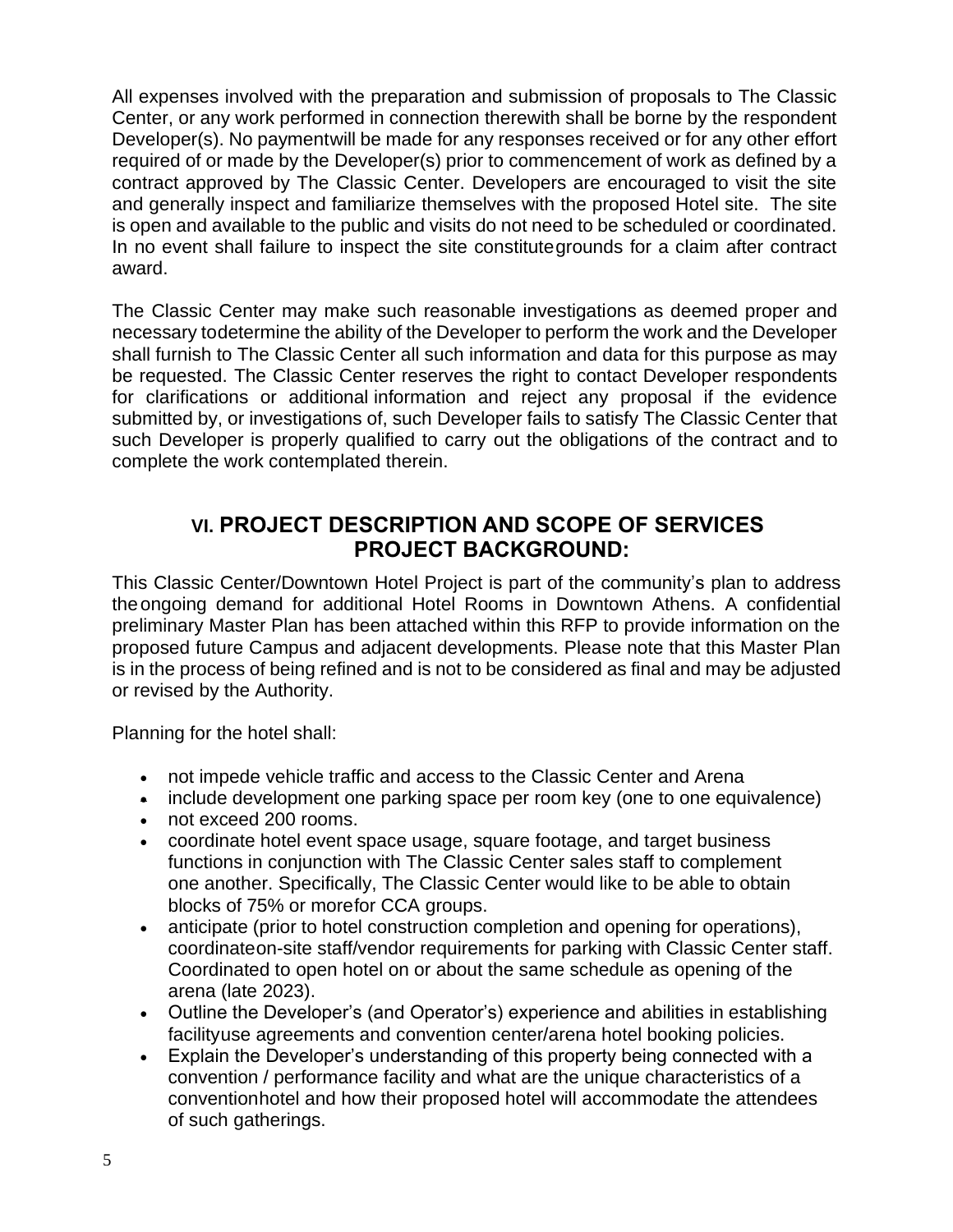All expenses involved with the preparation and submission of proposals to The Classic Center, or any work performed in connection therewith shall be borne by the respondent Developer(s). No paymentwill be made for any responses received or for any other effort required of or made by the Developer(s) prior to commencement of work as defined by a contract approved by The Classic Center. Developers are encouraged to visit the site and generally inspect and familiarize themselves with the proposed Hotel site. The site is open and available to the public and visits do not need to be scheduled or coordinated. In no event shall failure to inspect the site constitutegrounds for a claim after contract award.

The Classic Center may make such reasonable investigations as deemed proper and necessary todetermine the ability of the Developer to perform the work and the Developer shall furnish to The Classic Center all such information and data for this purpose as may be requested. The Classic Center reserves the right to contact Developer respondents for clarifications or additional information and reject any proposal if the evidence submitted by, or investigations of, such Developer fails to satisfy The Classic Center that such Developer is properly qualified to carry out the obligations of the contract and to complete the work contemplated therein.

## VI. PROJECT DESCRIPTION AND SCOPE OF SERVICES PROJECT BACKGROUND:

This Classic Center/Downtown Hotel Project is part of the community's plan to address theongoing demand for additional Hotel Rooms in Downtown Athens. A confidential preliminary Master Plan has been attached within this RFP to provide information on the proposed future Campus and adjacent developments. Please note that this Master Plan is in the process of being refined and is not to be considered as final and may be adjusted or revised by the Authority.

Planning for the hotel shall:

- not impede vehicle traffic and access to the Classic Center and Arena
- include development one parking space per room key (one to one equivalence)
- not exceed 200 rooms.
- coordinate hotel event space usage, square footage, and target business functions in conjunction with The Classic Center sales staff to complement one another. Specifically, The Classic Center would like to be able to obtain blocks of 75% or morefor CCA groups.
- anticipate (prior to hotel construction completion and opening for operations), coordinateon-site staff/vendor requirements for parking with Classic Center staff. Coordinated to open hotel on or about the same schedule as opening of the arena (late 2023).
- Outline the Developer's (and Operator's) experience and abilities in establishing facilityuse agreements and convention center/arena hotel booking policies.
- Explain the Developer's understanding of this property being connected with a convention / performance facility and what are the unique characteristics of a conventionhotel and how their proposed hotel will accommodate the attendees of such gatherings.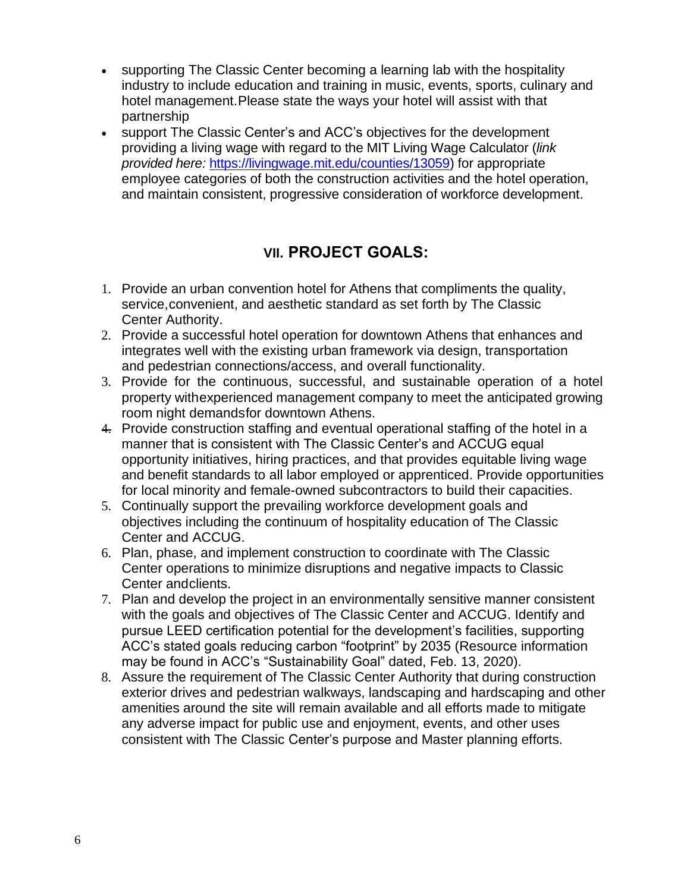- supporting The Classic Center becoming a learning lab with the hospitality industry to include education and training in music, events, sports, culinary and hotel management.Please state the ways your hotel will assist with that partnership
- support The Classic Center's and ACC's objectives for the development providing a living wage with regard to the MIT Living Wage Calculator (*link provided here:* https://livingwage.mit.edu/counties/13059) for appropriate employee categories of both the construction activities and the hotel operation, and maintain consistent, progressive consideration of workforce development.

## VII. PROJECT GOALS:

1. Provide an urban convention hotel for Athens that compliments the quality, service,convenient, and aesthetic standard as set forth by The Classic Center Authority.
2. Provide a successful hotel operation for downtown Athens that enhances and integrates well with the existing urban framework via design, transportation and pedestrian connections/access, and overall functionality.
3. Provide for the continuous, successful, and sustainable operation of a hotel property withexperienced management company to meet the anticipated growing room night demandsfor downtown Athens.
4. Provide construction staffing and eventual operational staffing of the hotel in a manner that is consistent with The Classic Center's and ACCUG equal opportunity initiatives, hiring practices, and that provides equitable living wage and benefit standards to all labor employed or apprenticed. Provide opportunities for local minority and female-owned subcontractors to build their capacities.
5. Continually support the prevailing workforce development goals and objectives including the continuum of hospitality education of The Classic Center and ACCUG.
6. Plan, phase, and implement construction to coordinate with The Classic Center operations to minimize disruptions and negative impacts to Classic Center andclients.
7. Plan and develop the project in an environmentally sensitive manner consistent with the goals and objectives of The Classic Center and ACCUG. Identify and pursue LEED certification potential for the development's facilities, supporting ACC's stated goals reducing carbon "footprint" by 2035 (Resource information may be found in ACC's "Sustainability Goal" dated, Feb. 13, 2020).
8. Assure the requirement of The Classic Center Authority that during construction exterior drives and pedestrian walkways, landscaping and hardscaping and other amenities around the site will remain available and all efforts made to mitigate any adverse impact for public use and enjoyment, events, and other uses consistent with The Classic Center's purpose and Master planning efforts.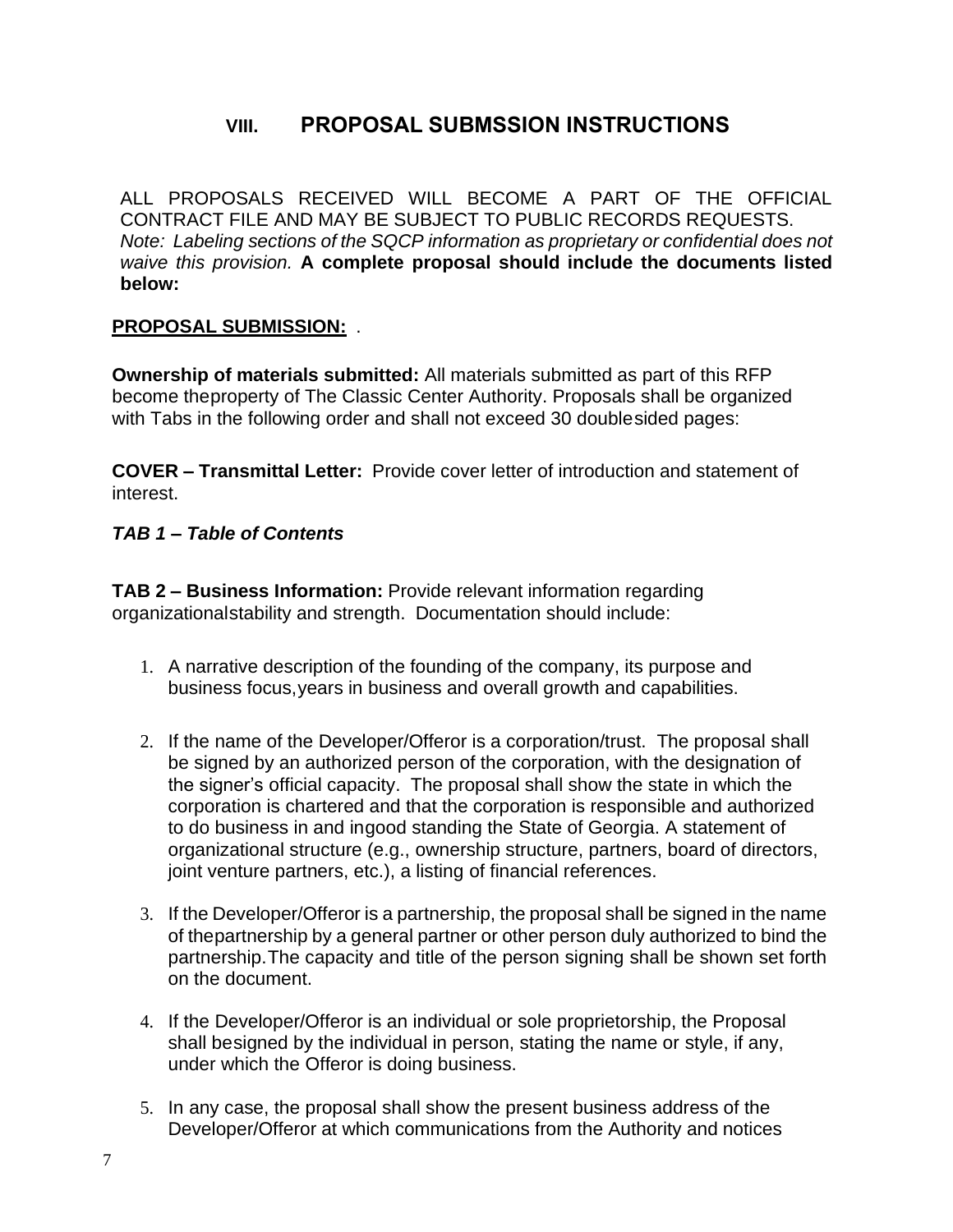# VIII. PROPOSAL SUBMSSION INSTRUCTIONS

ALL PROPOSALS RECEIVED WILL BECOME A PART OF THE OFFICIAL CONTRACT FILE AND MAY BE SUBJECT TO PUBLIC RECORDS REQUESTS. *Note: Labeling sections of the SQCP information as proprietary or confidential does not waive this provision.* **A complete proposal should include the documents listed below:**

**PROPOSAL SUBMISSION:** .

**Ownership of materials submitted:** All materials submitted as part of this RFP become theproperty of The Classic Center Authority. Proposals shall be organized with Tabs in the following order and shall not exceed 30 doublesided pages:

**COVER – Transmittal Letter:** Provide cover letter of introduction and statement of interest.

***TAB 1 – Table of Contents***

**TAB 2 – Business Information:** Provide relevant information regarding organizationalstability and strength. Documentation should include:

1. A narrative description of the founding of the company, its purpose and business focus,years in business and overall growth and capabilities.

2. If the name of the Developer/Offeror is a corporation/trust. The proposal shall be signed by an authorized person of the corporation, with the designation of the signer's official capacity. The proposal shall show the state in which the corporation is chartered and that the corporation is responsible and authorized to do business in and ingood standing the State of Georgia. A statement of organizational structure (e.g., ownership structure, partners, board of directors, joint venture partners, etc.), a listing of financial references.

3. If the Developer/Offeror is a partnership, the proposal shall be signed in the name of thepartnership by a general partner or other person duly authorized to bind the partnership.The capacity and title of the person signing shall be shown set forth on the document.

4. If the Developer/Offeror is an individual or sole proprietorship, the Proposal shall besigned by the individual in person, stating the name or style, if any, under which the Offeror is doing business.

5. In any case, the proposal shall show the present business address of the Developer/Offeror at which communications from the Authority and notices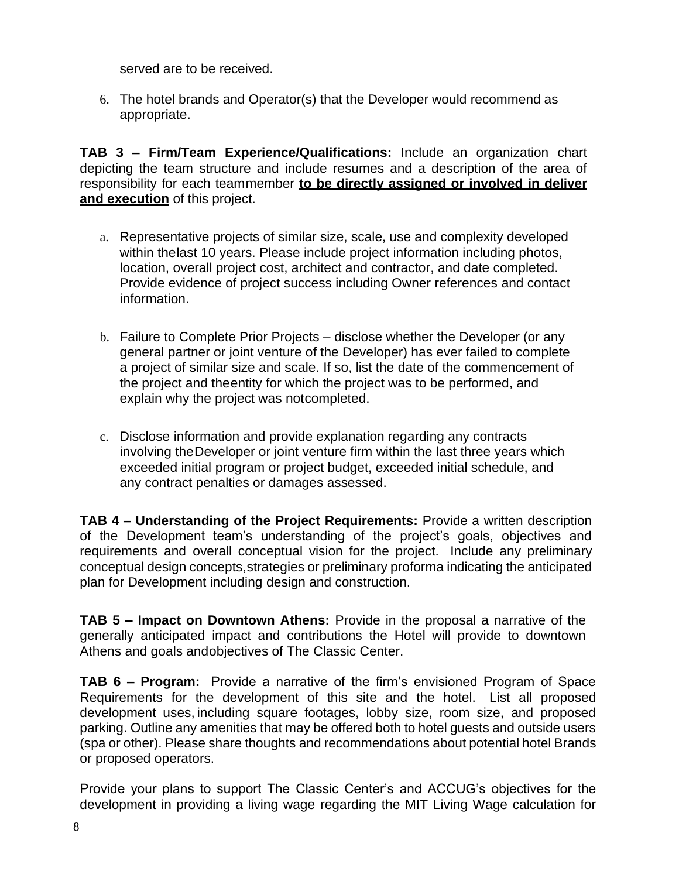served are to be received.

6. The hotel brands and Operator(s) that the Developer would recommend as appropriate.

**TAB 3 – Firm/Team Experience/Qualifications:** Include an organization chart depicting the team structure and include resumes and a description of the area of responsibility for each teammember **to be directly assigned or involved in deliver and execution** of this project.

a. Representative projects of similar size, scale, use and complexity developed within thelast 10 years. Please include project information including photos, location, overall project cost, architect and contractor, and date completed. Provide evidence of project success including Owner references and contact information.

b. Failure to Complete Prior Projects – disclose whether the Developer (or any general partner or joint venture of the Developer) has ever failed to complete a project of similar size and scale. If so, list the date of the commencement of the project and theentity for which the project was to be performed, and explain why the project was notcompleted.

c. Disclose information and provide explanation regarding any contracts involving theDeveloper or joint venture firm within the last three years which exceeded initial program or project budget, exceeded initial schedule, and any contract penalties or damages assessed.

**TAB 4 – Understanding of the Project Requirements:** Provide a written description of the Development team's understanding of the project's goals, objectives and requirements and overall conceptual vision for the project. Include any preliminary conceptual design concepts,strategies or preliminary proforma indicating the anticipated plan for Development including design and construction.

**TAB 5 – Impact on Downtown Athens:** Provide in the proposal a narrative of the generally anticipated impact and contributions the Hotel will provide to downtown Athens and goals andobjectives of The Classic Center.

**TAB 6 – Program:** Provide a narrative of the firm's envisioned Program of Space Requirements for the development of this site and the hotel. List all proposed development uses, including square footages, lobby size, room size, and proposed parking. Outline any amenities that may be offered both to hotel guests and outside users (spa or other). Please share thoughts and recommendations about potential hotel Brands or proposed operators.

Provide your plans to support The Classic Center's and ACCUG's objectives for the development in providing a living wage regarding the MIT Living Wage calculation for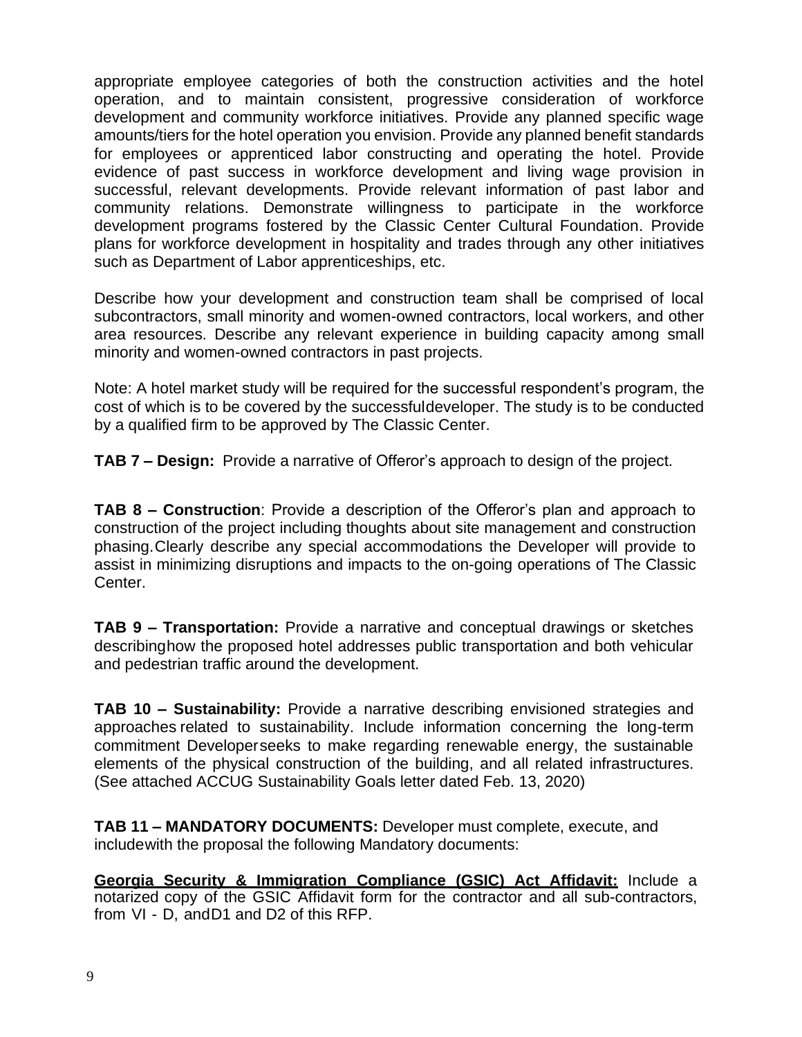appropriate employee categories of both the construction activities and the hotel operation, and to maintain consistent, progressive consideration of workforce development and community workforce initiatives. Provide any planned specific wage amounts/tiers for the hotel operation you envision. Provide any planned benefit standards for employees or apprenticed labor constructing and operating the hotel. Provide evidence of past success in workforce development and living wage provision in successful, relevant developments. Provide relevant information of past labor and community relations. Demonstrate willingness to participate in the workforce development programs fostered by the Classic Center Cultural Foundation. Provide plans for workforce development in hospitality and trades through any other initiatives such as Department of Labor apprenticeships, etc.

Describe how your development and construction team shall be comprised of local subcontractors, small minority and women-owned contractors, local workers, and other area resources. Describe any relevant experience in building capacity among small minority and women-owned contractors in past projects.

Note: A hotel market study will be required for the successful respondent's program, the cost of which is to be covered by the successfuldeveloper. The study is to be conducted by a qualified firm to be approved by The Classic Center.

**TAB 7 – Design:** Provide a narrative of Offeror's approach to design of the project.

**TAB 8 – Construction**: Provide a description of the Offeror's plan and approach to construction of the project including thoughts about site management and construction phasing.Clearly describe any special accommodations the Developer will provide to assist in minimizing disruptions and impacts to the on-going operations of The Classic Center.

**TAB 9 – Transportation:** Provide a narrative and conceptual drawings or sketches describinghow the proposed hotel addresses public transportation and both vehicular and pedestrian traffic around the development.

**TAB 10 – Sustainability:** Provide a narrative describing envisioned strategies and approaches related to sustainability. Include information concerning the long-term commitment Developerseeks to make regarding renewable energy, the sustainable elements of the physical construction of the building, and all related infrastructures. (See attached ACCUG Sustainability Goals letter dated Feb. 13, 2020)

**TAB 11 – MANDATORY DOCUMENTS:** Developer must complete, execute, and includewith the proposal the following Mandatory documents:

**Georgia Security & Immigration Compliance (GSIC) Act Affidavit:** Include a notarized copy of the GSIC Affidavit form for the contractor and all sub-contractors, from VI - D, andD1 and D2 of this RFP.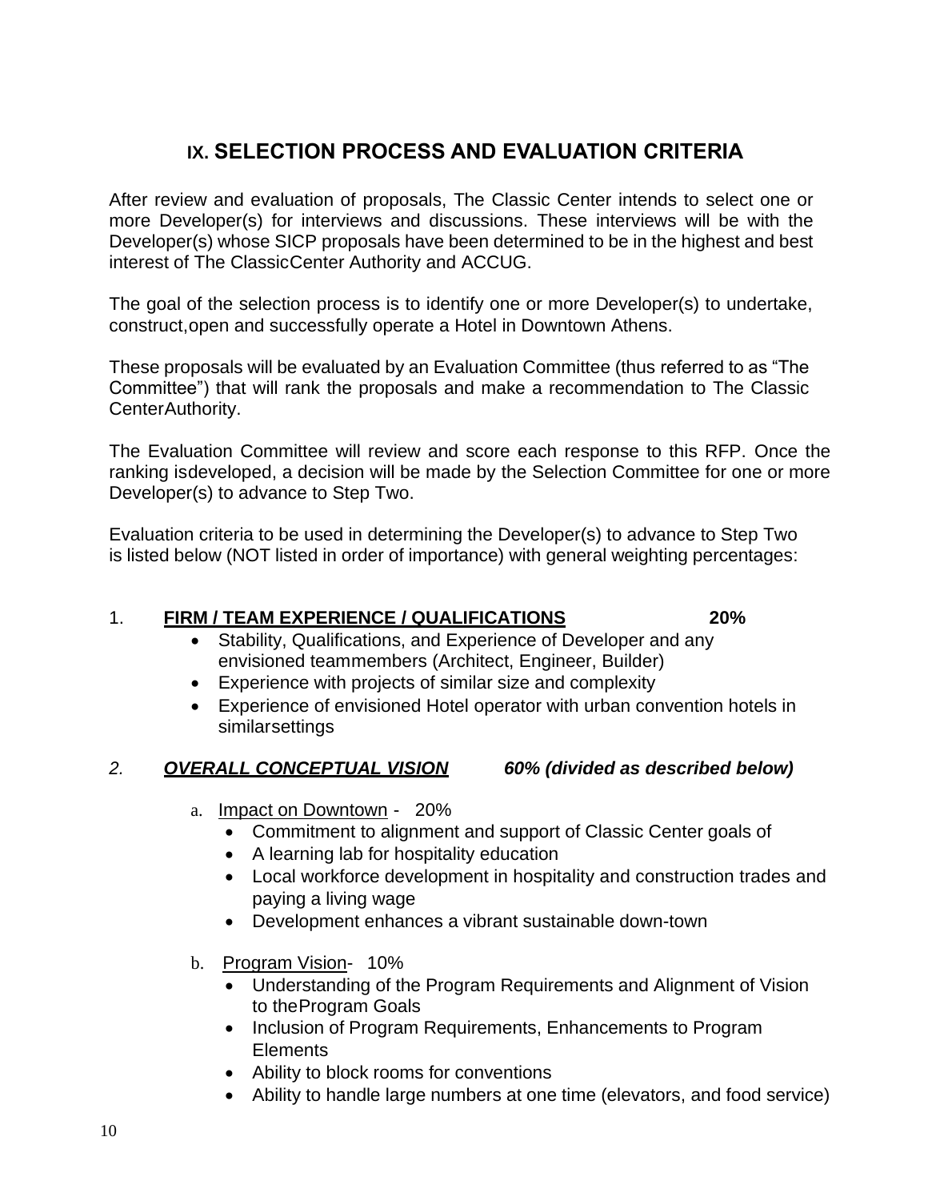## IX. SELECTION PROCESS AND EVALUATION CRITERIA

After review and evaluation of proposals, The Classic Center intends to select one or more Developer(s) for interviews and discussions. These interviews will be with the Developer(s) whose SICP proposals have been determined to be in the highest and best interest of The ClassicCenter Authority and ACCUG.

The goal of the selection process is to identify one or more Developer(s) to undertake, construct,open and successfully operate a Hotel in Downtown Athens.

These proposals will be evaluated by an Evaluation Committee (thus referred to as "The Committee") that will rank the proposals and make a recommendation to The Classic CenterAuthority.

The Evaluation Committee will review and score each response to this RFP. Once the ranking isdeveloped, a decision will be made by the Selection Committee for one or more Developer(s) to advance to Step Two.

Evaluation criteria to be used in determining the Developer(s) to advance to Step Two is listed below (NOT listed in order of importance) with general weighting percentages:

1. **FIRM / TEAM EXPERIENCE / QUALIFICATIONS** **20%**
   - Stability, Qualifications, and Experience of Developer and any envisioned teammembers (Architect, Engineer, Builder)
   - Experience with projects of similar size and complexity
   - Experience of envisioned Hotel operator with urban convention hotels in similarsettings

2. ***OVERALL CONCEPTUAL VISION*** ***60% (divided as described below)***

   a. Impact on Downtown - 20%
      - Commitment to alignment and support of Classic Center goals of
      - A learning lab for hospitality education
      - Local workforce development in hospitality and construction trades and paying a living wage
      - Development enhances a vibrant sustainable down-town

   b. Program Vision- 10%
      - Understanding of the Program Requirements and Alignment of Vision to theProgram Goals
      - Inclusion of Program Requirements, Enhancements to Program Elements
      - Ability to block rooms for conventions
      - Ability to handle large numbers at one time (elevators, and food service)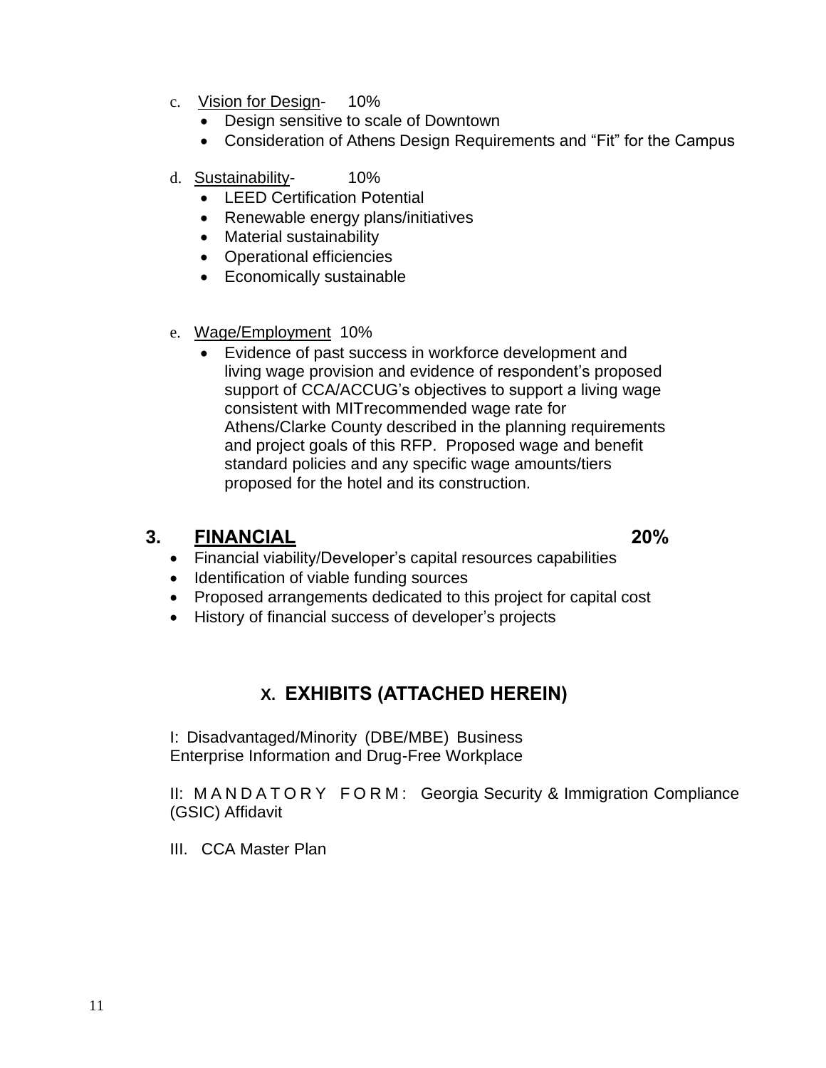c. Vision for Design- 10%
   - Design sensitive to scale of Downtown
   - Consideration of Athens Design Requirements and "Fit" for the Campus

d. Sustainability- 10%
   - LEED Certification Potential
   - Renewable energy plans/initiatives
   - Material sustainability
   - Operational efficiencies
   - Economically sustainable

e. Wage/Employment 10%
   - Evidence of past success in workforce development and living wage provision and evidence of respondent's proposed support of CCA/ACCUG's objectives to support a living wage consistent with MITrecommended wage rate for Athens/Clarke County described in the planning requirements and project goals of this RFP. Proposed wage and benefit standard policies and any specific wage amounts/tiers proposed for the hotel and its construction.

### 3. FINANCIAL 20%

- Financial viability/Developer's capital resources capabilities
- Identification of viable funding sources
- Proposed arrangements dedicated to this project for capital cost
- History of financial success of developer's projects

## X. EXHIBITS (ATTACHED HEREIN)

I: Disadvantaged/Minority (DBE/MBE) Business Enterprise Information and Drug-Free Workplace

II: M A N D A T O R Y F O R M : Georgia Security & Immigration Compliance (GSIC) Affidavit

III. CCA Master Plan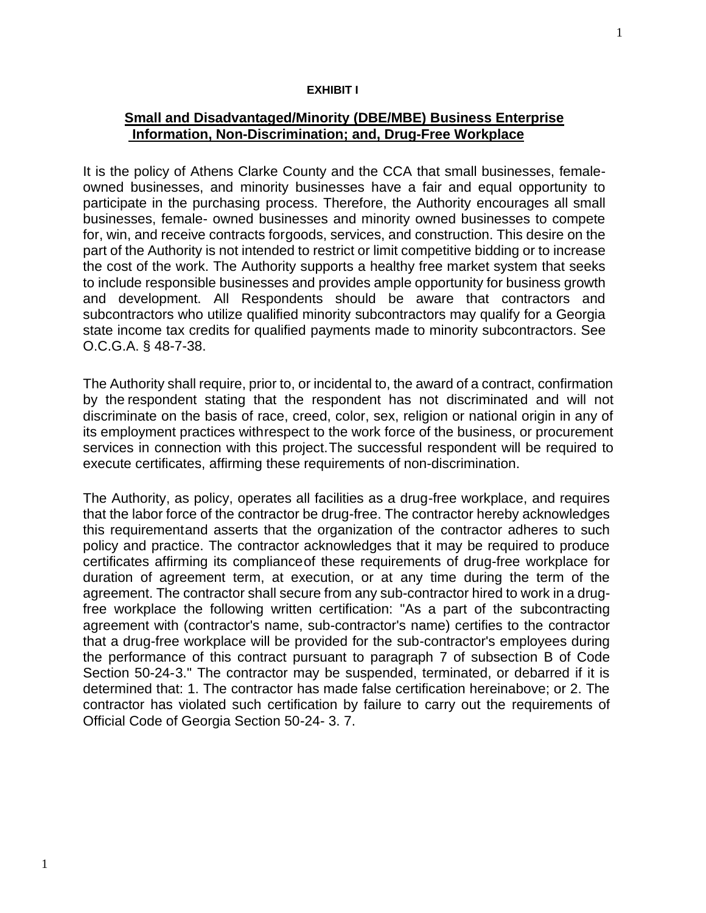**EXHIBIT I**

## Small and Disadvantaged/Minority (DBE/MBE) Business Enterprise Information, Non-Discrimination; and, Drug-Free Workplace

It is the policy of Athens Clarke County and the CCA that small businesses, female-owned businesses, and minority businesses have a fair and equal opportunity to participate in the purchasing process. Therefore, the Authority encourages all small businesses, female- owned businesses and minority owned businesses to compete for, win, and receive contracts forgoods, services, and construction. This desire on the part of the Authority is not intended to restrict or limit competitive bidding or to increase the cost of the work. The Authority supports a healthy free market system that seeks to include responsible businesses and provides ample opportunity for business growth and development. All Respondents should be aware that contractors and subcontractors who utilize qualified minority subcontractors may qualify for a Georgia state income tax credits for qualified payments made to minority subcontractors. See O.C.G.A. § 48-7-38.

The Authority shall require, prior to, or incidental to, the award of a contract, confirmation by the respondent stating that the respondent has not discriminated and will not discriminate on the basis of race, creed, color, sex, religion or national origin in any of its employment practices withrespect to the work force of the business, or procurement services in connection with this project.The successful respondent will be required to execute certificates, affirming these requirements of non-discrimination.

The Authority, as policy, operates all facilities as a drug-free workplace, and requires that the labor force of the contractor be drug-free. The contractor hereby acknowledges this requirementand asserts that the organization of the contractor adheres to such policy and practice. The contractor acknowledges that it may be required to produce certificates affirming its complianceof these requirements of drug-free workplace for duration of agreement term, at execution, or at any time during the term of the agreement. The contractor shall secure from any sub-contractor hired to work in a drug-free workplace the following written certification: "As a part of the subcontracting agreement with (contractor's name, sub-contractor's name) certifies to the contractor that a drug-free workplace will be provided for the sub-contractor's employees during the performance of this contract pursuant to paragraph 7 of subsection B of Code Section 50-24-3." The contractor may be suspended, terminated, or debarred if it is determined that: 1. The contractor has made false certification hereinabove; or 2. The contractor has violated such certification by failure to carry out the requirements of Official Code of Georgia Section 50-24- 3. 7.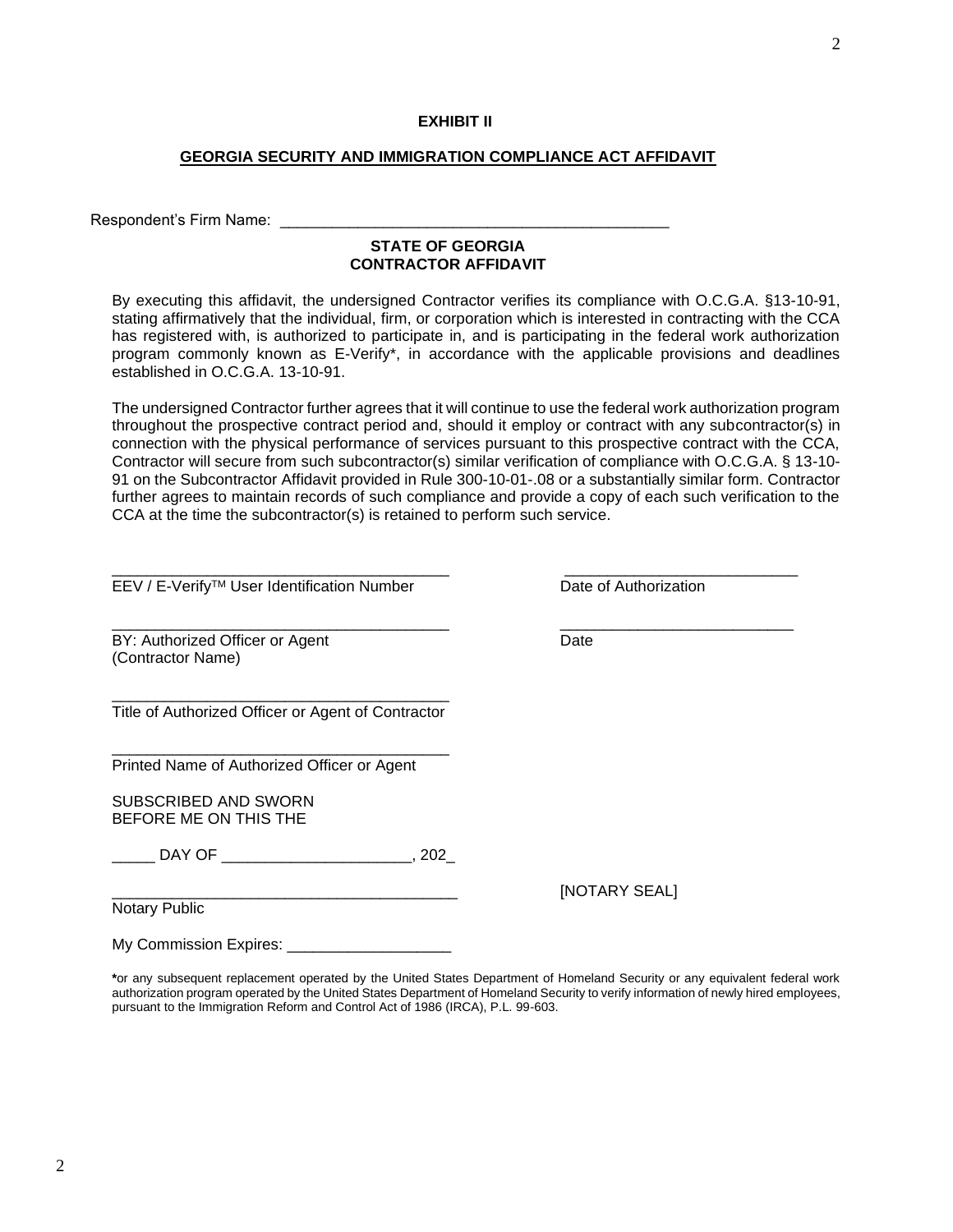**EXHIBIT II**

**GEORGIA SECURITY AND IMMIGRATION COMPLIANCE ACT AFFIDAVIT**

Respondent's Firm Name: ___________________________________________

**STATE OF GEORGIA**
**CONTRACTOR AFFIDAVIT**

By executing this affidavit, the undersigned Contractor verifies its compliance with O.C.G.A. §13-10-91, stating affirmatively that the individual, firm, or corporation which is interested in contracting with the CCA has registered with, is authorized to participate in, and is participating in the federal work authorization program commonly known as E-Verify*, in accordance with the applicable provisions and deadlines established in O.C.G.A. 13-10-91.

The undersigned Contractor further agrees that it will continue to use the federal work authorization program throughout the prospective contract period and, should it employ or contract with any subcontractor(s) in connection with the physical performance of services pursuant to this prospective contract with the CCA, Contractor will secure from such subcontractor(s) similar verification of compliance with O.C.G.A. § 13-10-91 on the Subcontractor Affidavit provided in Rule 300-10-01-.08 or a substantially similar form. Contractor further agrees to maintain records of such compliance and provide a copy of each such verification to the CCA at the time the subcontractor(s) is retained to perform such service.

______________________________________ ___________________________
EEV / E-Verify™ User Identification Number Date of Authorization

______________________________________ ___________________________
BY: Authorized Officer or Agent Date
(Contractor Name)

______________________________________
Title of Authorized Officer or Agent of Contractor

______________________________________
Printed Name of Authorized Officer or Agent

SUBSCRIBED AND SWORN
BEFORE ME ON THIS THE

_____ DAY OF _____________________, 202_

________________________________________ [NOTARY SEAL]
Notary Public

My Commission Expires: __________________

*or any subsequent replacement operated by the United States Department of Homeland Security or any equivalent federal work authorization program operated by the United States Department of Homeland Security to verify information of newly hired employees, pursuant to the Immigration Reform and Control Act of 1986 (IRCA), P.L. 99-603.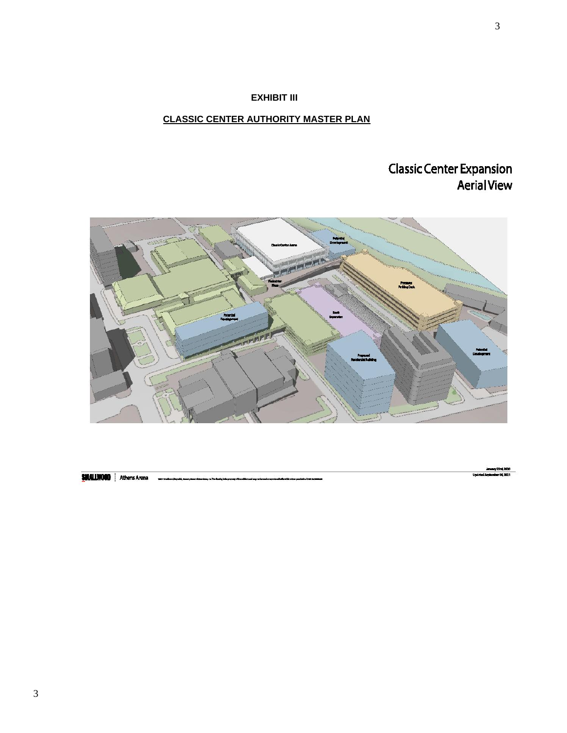**EXHIBIT III**

**CLASSIC CENTER AUTHORITY MASTER PLAN**

Classic Center Expansion
Aerial View

Classic Center Arena
Potential Development
Pedestrian Plaza
Proposed Parking Deck
Potential Development
Dock Expansion
Proposed Residential Building
Potential Development

SMALLWOOD | Athens Arena

January 23rd, 2020
Updated September 08, 2021